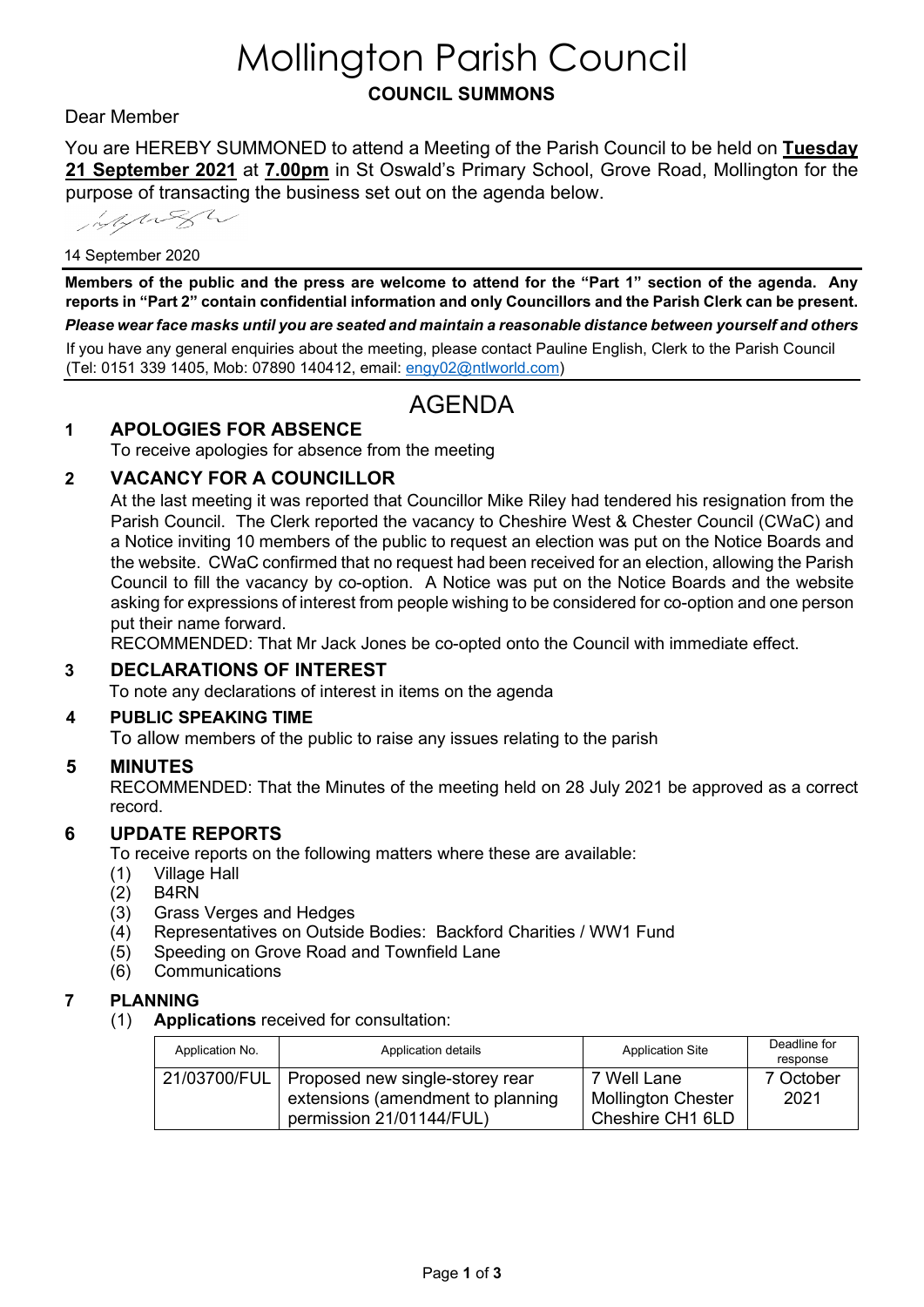# Mollington Parish Council

## COUNCIL SUMMONS

Dear Member

You are HEREBY SUMMONED to attend a Meeting of the Parish Council to be held on **Tuesday 21 September 2021** at **7.00pm** in St Oswald's Primary School, Grove Road, Mollington for the purpose of transacting the business set out on the agenda below.

14 September 2020

**Members of the public and the press are welcome to attend for the "Part 1" section of the agenda. Any reports in "Part 2" contain confidential information and only Councillors and the Parish Clerk can be present.**

***Please wear face masks until you are seated and maintain a reasonable distance between yourself and others***

If you have any general enquiries about the meeting, please contact Pauline English, Clerk to the Parish Council (Tel: 0151 339 1405, Mob: 07890 140412, email: engy02@ntlworld.com)

## AGENDA

### 1 APOLOGIES FOR ABSENCE

To receive apologies for absence from the meeting

### 2 VACANCY FOR A COUNCILLOR

At the last meeting it was reported that Councillor Mike Riley had tendered his resignation from the Parish Council. The Clerk reported the vacancy to Cheshire West & Chester Council (CWaC) and a Notice inviting 10 members of the public to request an election was put on the Notice Boards and the website. CWaC confirmed that no request had been received for an election, allowing the Parish Council to fill the vacancy by co-option. A Notice was put on the Notice Boards and the website asking for expressions of interest from people wishing to be considered for co-option and one person put their name forward.

RECOMMENDED: That Mr Jack Jones be co-opted onto the Council with immediate effect.

### 3 DECLARATIONS OF INTEREST

To note any declarations of interest in items on the agenda

### 4 PUBLIC SPEAKING TIME

To allow members of the public to raise any issues relating to the parish

### 5 MINUTES

RECOMMENDED: That the Minutes of the meeting held on 28 July 2021 be approved as a correct record.

### 6 UPDATE REPORTS

To receive reports on the following matters where these are available:

(1) Village Hall
(2) B4RN
(3) Grass Verges and Hedges
(4) Representatives on Outside Bodies: Backford Charities / WW1 Fund
(5) Speeding on Grove Road and Townfield Lane
(6) Communications

### 7 PLANNING

(1) **Applications** received for consultation:

| Application No. | Application details | Application Site | Deadline for response |
|---|---|---|---|
| 21/03700/FUL | Proposed new single-storey rear extensions (amendment to planning permission 21/01144/FUL) | 7 Well Lane Mollington Chester Cheshire CH1 6LD | 7 October 2021 |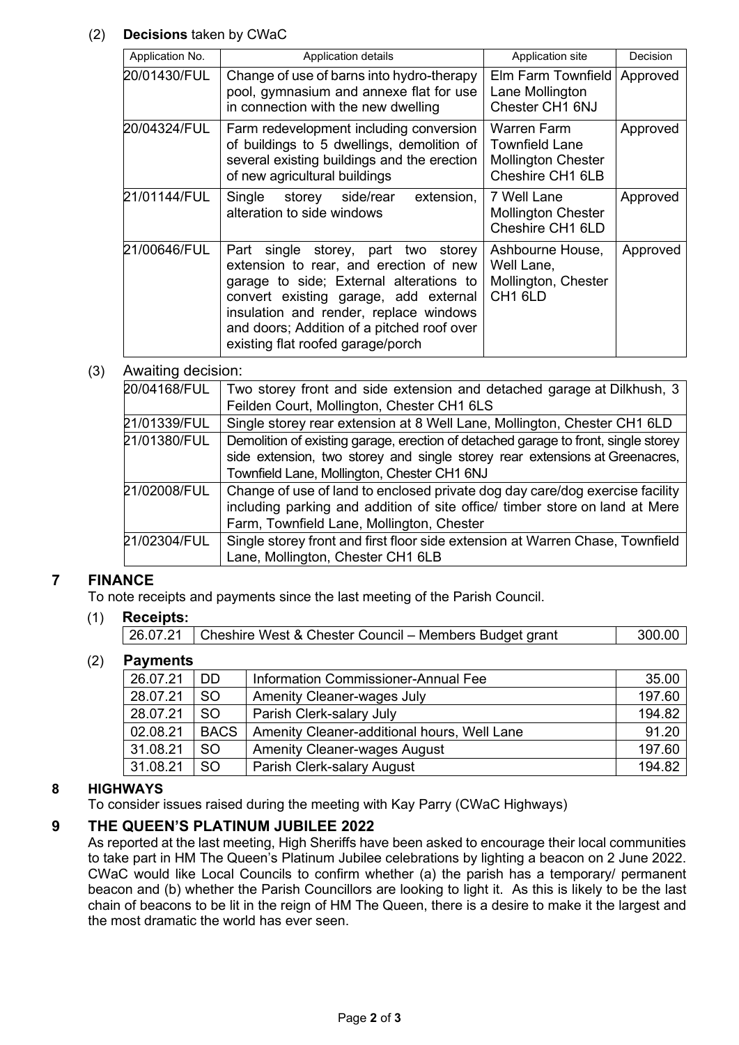(2) **Decisions** taken by CWaC

| Application No. | Application details | Application site | Decision |
|---|---|---|---|
| 20/01430/FUL | Change of use of barns into hydro-therapy pool, gymnasium and annexe flat for use in connection with the new dwelling | Elm Farm Townfield Lane Mollington Chester CH1 6NJ | Approved |
| 20/04324/FUL | Farm redevelopment including conversion of buildings to 5 dwellings, demolition of several existing buildings and the erection of new agricultural buildings | Warren Farm Townfield Lane Mollington Chester Cheshire CH1 6LB | Approved |
| 21/01144/FUL | Single storey side/rear extension, alteration to side windows | 7 Well Lane Mollington Chester Cheshire CH1 6LD | Approved |
| 21/00646/FUL | Part single storey, part two storey extension to rear, and erection of new garage to side; External alterations to convert existing garage, add external insulation and render, replace windows and doors; Addition of a pitched roof over existing flat roofed garage/porch | Ashbourne House, Well Lane, Mollington, Chester CH1 6LD | Approved |

(3) Awaiting decision:

| | |
|---|---|
| 20/04168/FUL | Two storey front and side extension and detached garage at Dilkhush, 3 Feilden Court, Mollington, Chester CH1 6LS |
| 21/01339/FUL | Single storey rear extension at 8 Well Lane, Mollington, Chester CH1 6LD |
| 21/01380/FUL | Demolition of existing garage, erection of detached garage to front, single storey side extension, two storey and single storey rear extensions at Greenacres, Townfield Lane, Mollington, Chester CH1 6NJ |
| 21/02008/FUL | Change of use of land to enclosed private dog day care/dog exercise facility including parking and addition of site office/ timber store on land at Mere Farm, Townfield Lane, Mollington, Chester |
| 21/02304/FUL | Single storey front and first floor side extension at Warren Chase, Townfield Lane, Mollington, Chester CH1 6LB |

## 7 FINANCE

To note receipts and payments since the last meeting of the Parish Council.

(1) **Receipts:**

| | | |
|---|---|---|
| 26.07.21 | Cheshire West & Chester Council – Members Budget grant | 300.00 |

(2) **Payments**

| | | | |
|---|---|---|---|
| 26.07.21 | DD | Information Commissioner-Annual Fee | 35.00 |
| 28.07.21 | SO | Amenity Cleaner-wages July | 197.60 |
| 28.07.21 | SO | Parish Clerk-salary July | 194.82 |
| 02.08.21 | BACS | Amenity Cleaner-additional hours, Well Lane | 91.20 |
| 31.08.21 | SO | Amenity Cleaner-wages August | 197.60 |
| 31.08.21 | SO | Parish Clerk-salary August | 194.82 |

## 8 HIGHWAYS

To consider issues raised during the meeting with Kay Parry (CWaC Highways)

## 9 THE QUEEN'S PLATINUM JUBILEE 2022

As reported at the last meeting, High Sheriffs have been asked to encourage their local communities to take part in HM The Queen's Platinum Jubilee celebrations by lighting a beacon on 2 June 2022. CWaC would like Local Councils to confirm whether (a) the parish has a temporary/ permanent beacon and (b) whether the Parish Councillors are looking to light it. As this is likely to be the last chain of beacons to be lit in the reign of HM The Queen, there is a desire to make it the largest and the most dramatic the world has ever seen.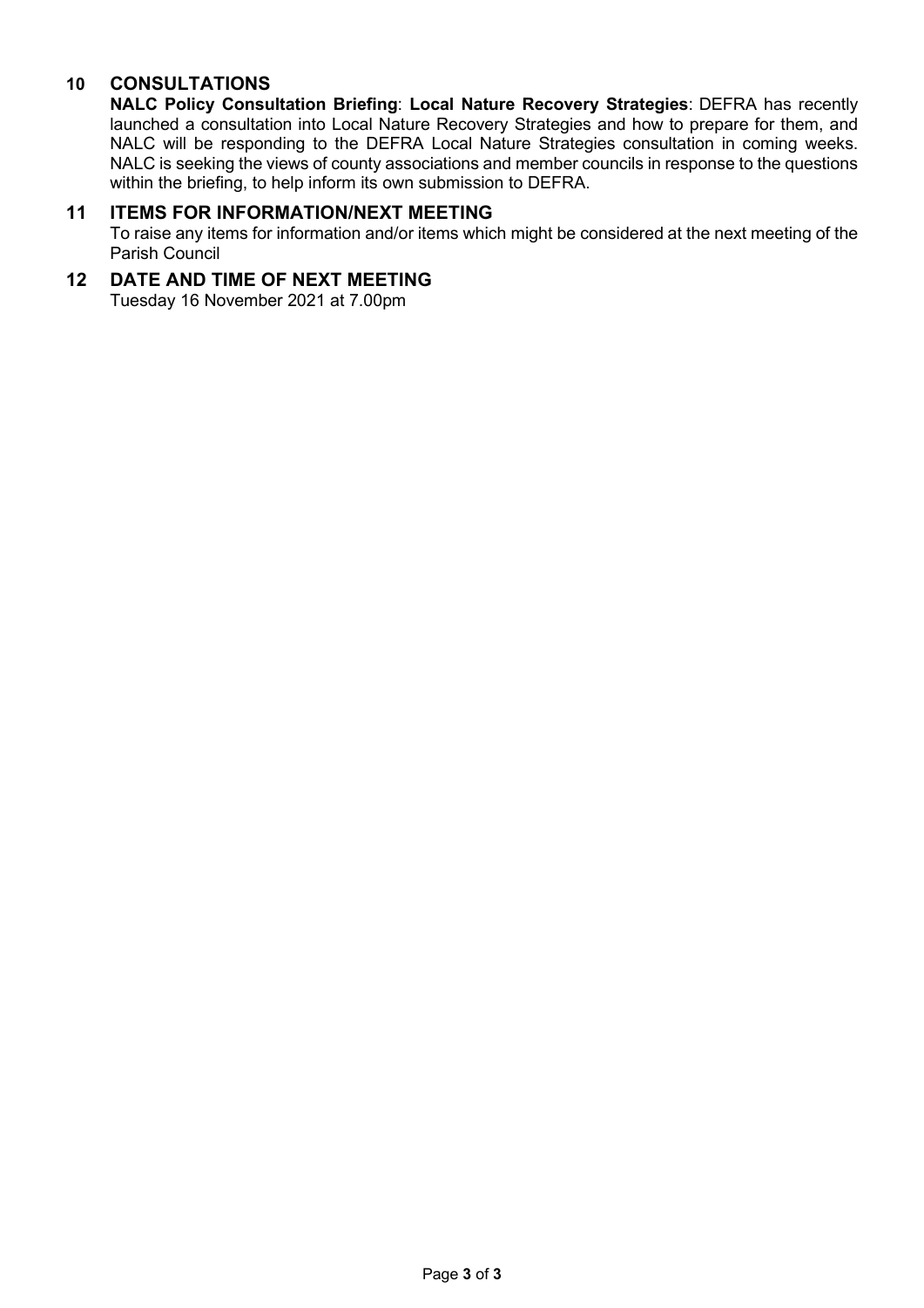## 10 CONSULTATIONS

**NALC Policy Consultation Briefing**: **Local Nature Recovery Strategies**: DEFRA has recently launched a consultation into Local Nature Recovery Strategies and how to prepare for them, and NALC will be responding to the DEFRA Local Nature Strategies consultation in coming weeks. NALC is seeking the views of county associations and member councils in response to the questions within the briefing, to help inform its own submission to DEFRA.

## 11 ITEMS FOR INFORMATION/NEXT MEETING

To raise any items for information and/or items which might be considered at the next meeting of the Parish Council

## 12 DATE AND TIME OF NEXT MEETING

Tuesday 16 November 2021 at 7.00pm